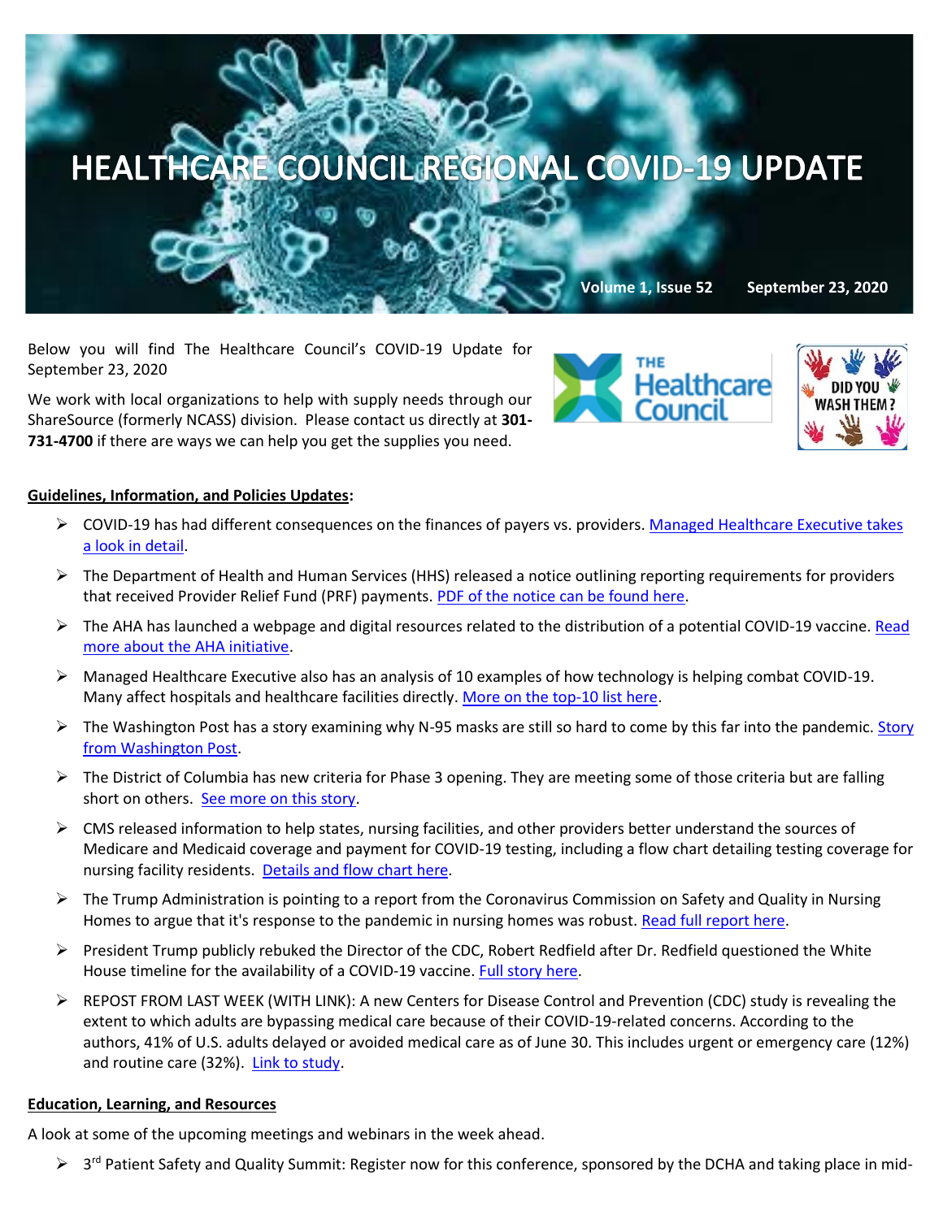# HEALTHCARE COUNCIL REGIONAL COVID-19 UPDATE

**Volume 1, Issue 52 September 23, 2020**

Below you will find The Healthcare Council's COVID-19 Update for September 23, 2020

We work with local organizations to help with supply needs through our ShareSource (formerly NCASS) division. Please contact us directly at **301-731-4700** if there are ways we can help you get the supplies you need.

**Guidelines, Information, and Policies Updates:**

- COVID-19 has had different consequences on the finances of payers vs. providers. Managed Healthcare Executive takes a look in detail.
- The Department of Health and Human Services (HHS) released a notice outlining reporting requirements for providers that received Provider Relief Fund (PRF) payments. PDF of the notice can be found here.
- The AHA has launched a webpage and digital resources related to the distribution of a potential COVID-19 vaccine. Read more about the AHA initiative.
- Managed Healthcare Executive also has an analysis of 10 examples of how technology is helping combat COVID-19. Many affect hospitals and healthcare facilities directly. More on the top-10 list here.
- The Washington Post has a story examining why N-95 masks are still so hard to come by this far into the pandemic. Story from Washington Post.
- The District of Columbia has new criteria for Phase 3 opening. They are meeting some of those criteria but are falling short on others. See more on this story.
- CMS released information to help states, nursing facilities, and other providers better understand the sources of Medicare and Medicaid coverage and payment for COVID-19 testing, including a flow chart detailing testing coverage for nursing facility residents. Details and flow chart here.
- The Trump Administration is pointing to a report from the Coronavirus Commission on Safety and Quality in Nursing Homes to argue that it's response to the pandemic in nursing homes was robust. Read full report here.
- President Trump publicly rebuked the Director of the CDC, Robert Redfield after Dr. Redfield questioned the White House timeline for the availability of a COVID-19 vaccine. Full story here.
- REPOST FROM LAST WEEK (WITH LINK): A new Centers for Disease Control and Prevention (CDC) study is revealing the extent to which adults are bypassing medical care because of their COVID-19-related concerns. According to the authors, 41% of U.S. adults delayed or avoided medical care as of June 30. This includes urgent or emergency care (12%) and routine care (32%). Link to study.

**Education, Learning, and Resources**

A look at some of the upcoming meetings and webinars in the week ahead.

- 3rd Patient Safety and Quality Summit: Register now for this conference, sponsored by the DCHA and taking place in mid-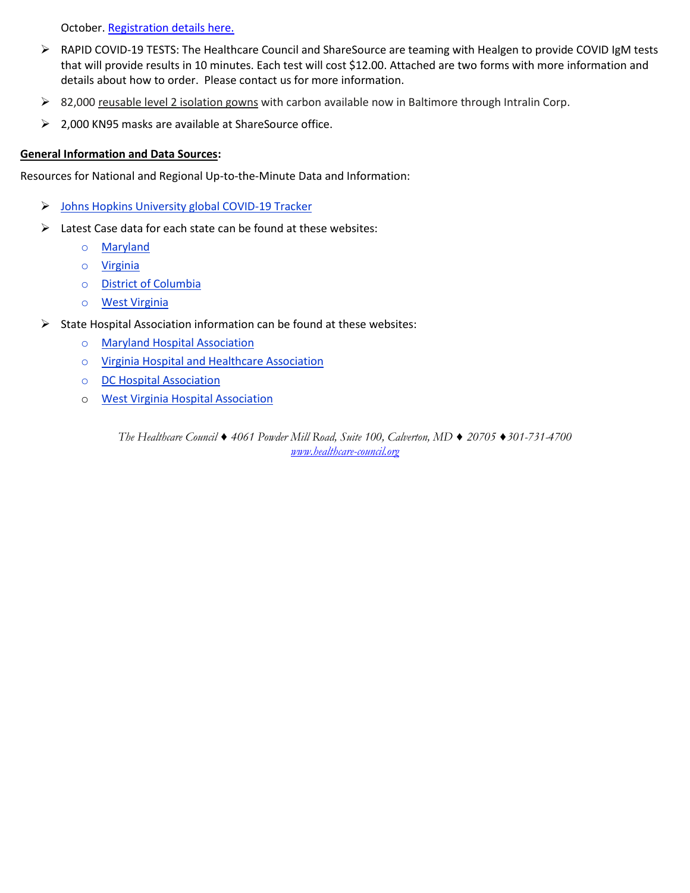October. Registration details here.

- RAPID COVID-19 TESTS: The Healthcare Council and ShareSource are teaming with Healgen to provide COVID IgM tests that will provide results in 10 minutes. Each test will cost $12.00. Attached are two forms with more information and details about how to order. Please contact us for more information.
- 82,000 reusable level 2 isolation gowns with carbon available now in Baltimore through Intralin Corp.
- 2,000 KN95 masks are available at ShareSource office.

**General Information and Data Sources:**

Resources for National and Regional Up-to-the-Minute Data and Information:

- Johns Hopkins University global COVID-19 Tracker
- Latest Case data for each state can be found at these websites:
  - Maryland
  - Virginia
  - District of Columbia
  - West Virginia
- State Hospital Association information can be found at these websites:
  - Maryland Hospital Association
  - Virginia Hospital and Healthcare Association
  - DC Hospital Association
  - West Virginia Hospital Association

*The Healthcare Council ♦ 4061 Powder Mill Road, Suite 100, Calverton, MD ♦ 20705 ♦301-731-4700*
*www.healthcare-council.org*